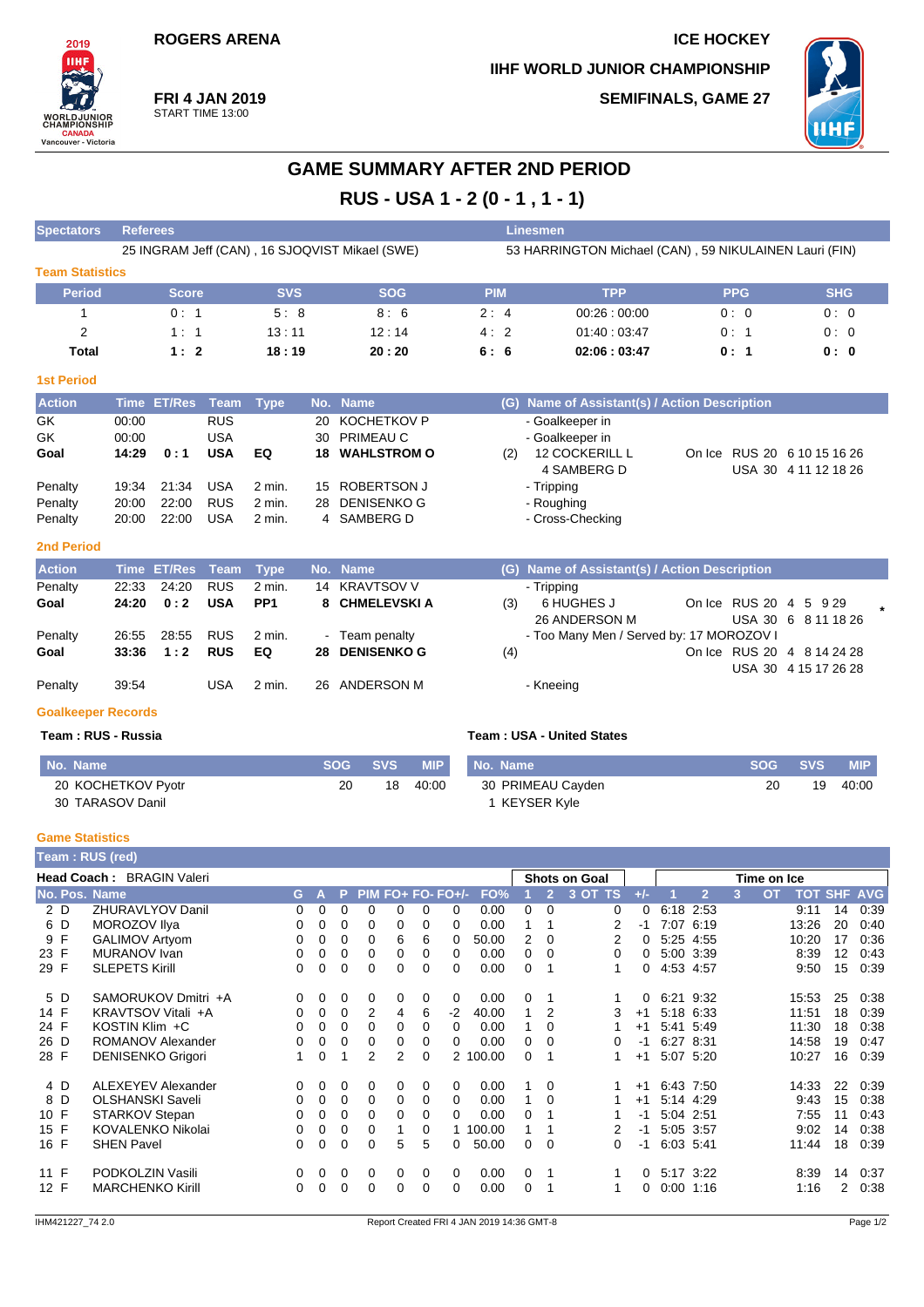ROGERS ARENA

ICE HOCKEY

IIHF WORLD JUNIOR CHAMPIONSHIP

**FRI 4 JAN 2019**
START TIME 13:00

**SEMIFINALS, GAME 27**

# GAME SUMMARY AFTER 2ND PERIOD

## RUS - USA 1 - 2 (0 - 1 , 1 - 1)

| Spectators | Referees | Linesmen |
|---|---|---|
| | 25 INGRAM Jeff (CAN) , 16 SJOQVIST Mikael (SWE) | 53 HARRINGTON Michael (CAN) , 59 NIKULAINEN Lauri (FIN) |

### Team Statistics

| Period | Score | SVS | SOG | PIM | TPP | PPG | SHG |
|---|---|---|---|---|---|---|---|
| 1 | 0 : 1 | 5 : 8 | 8 : 6 | 2 : 4 | 00:26 : 00:00 | 0 : 0 | 0 : 0 |
| 2 | 1 : 1 | 13 : 11 | 12 : 14 | 4 : 2 | 01:40 : 03:47 | 0 : 1 | 0 : 0 |
| **Total** | **1 : 2** | **18 : 19** | **20 : 20** | **6 : 6** | **02:06 : 03:47** | **0 : 1** | **0 : 0** |

### 1st Period

| Action | Time | ET/Res | Team | Type | No. | Name | (G) | Name of Assistant(s) / Action Description | On Ice |
|---|---|---|---|---|---|---|---|---|---|
| GK | 00:00 | | RUS | | 20 | KOCHETKOV P | | - Goalkeeper in | |
| GK | 00:00 | | USA | | 30 | PRIMEAU C | | - Goalkeeper in | |
| **Goal** | **14:29** | **0 : 1** | **USA** | **EQ** | **18** | **WAHLSTROM O** | (2) | 12 COCKERILL L<br>4 SAMBERG D | RUS 20 6 10 15 16 26<br>USA 30 4 11 12 18 26 |
| Penalty | 19:34 | 21:34 | USA | 2 min. | 15 | ROBERTSON J | | - Tripping | |
| Penalty | 20:00 | 22:00 | RUS | 2 min. | 28 | DENISENKO G | | - Roughing | |
| Penalty | 20:00 | 22:00 | USA | 2 min. | 4 | SAMBERG D | | - Cross-Checking | |

### 2nd Period

| Action | Time | ET/Res | Team | Type | No. | Name | (G) | Name of Assistant(s) / Action Description | On Ice |
|---|---|---|---|---|---|---|---|---|---|
| Penalty | 22:33 | 24:20 | RUS | 2 min. | 14 | KRAVTSOV V | | - Tripping | |
| **Goal** | **24:20** | **0 : 2** | **USA** | **PP1** | **8** | **CHMELEVSKI A** | (3) | 6 HUGHES J<br>26 ANDERSON M | RUS 20 4 5 9 29 *<br>USA 30 6 8 11 18 26 |
| Penalty | 26:55 | 28:55 | RUS | 2 min. | - | Team penalty | | - Too Many Men / Served by: 17 MOROZOV I | |
| **Goal** | **33:36** | **1 : 2** | **RUS** | **EQ** | **28** | **DENISENKO G** | (4) | | RUS 20 4 8 14 24 28<br>USA 30 4 15 17 26 28 |
| Penalty | 39:54 | | USA | 2 min. | 26 | ANDERSON M | | - Kneeing | |

### Goalkeeper Records

**Team : RUS - Russia**

| No. Name | SOG | SVS | MIP |
|---|---|---|---|
| 20 KOCHETKOV Pyotr | 20 | 18 | 40:00 |
| 30 TARASOV Danil | | | |

**Team : USA - United States**

| No. Name | SOG | SVS | MIP |
|---|---|---|---|
| 30 PRIMEAU Cayden | 20 | 19 | 40:00 |
| 1 KEYSER Kyle | | | |

### Game Statistics

**Team : RUS (red)**

**Head Coach : BRAGIN Valeri**

| No. | Pos. | Name | G | A | P | PIM | FO+ | FO- | FO+/- | FO% | SOG 1 | SOG 2 | SOG 3 | SOG OT | SOG TS | +/- | TOI 1 | TOI 2 | TOI 3 | TOI OT | TOT | SHF | AVG |
|---|---|---|---|---|---|---|---|---|---|---|---|---|---|---|---|---|---|---|---|---|---|---|---|
| 2 | D | ZHURAVLYOV Danil | 0 | 0 | 0 | 0 | 0 | 0 | 0 | 0.00 | 0 | 0 | | | 0 | 0 | 6:18 | 2:53 | | | 9:11 | 14 | 0:39 |
| 6 | D | MOROZOV Ilya | 0 | 0 | 0 | 0 | 0 | 0 | 0 | 0.00 | 1 | 1 | | | 2 | -1 | 7:07 | 6:19 | | | 13:26 | 20 | 0:40 |
| 9 | F | GALIMOV Artyom | 0 | 0 | 0 | 0 | 6 | 6 | 0 | 50.00 | 2 | 0 | | | 2 | 0 | 5:25 | 4:55 | | | 10:20 | 17 | 0:36 |
| 23 | F | MURANOV Ivan | 0 | 0 | 0 | 0 | 0 | 0 | 0 | 0.00 | 0 | 0 | | | 0 | 0 | 5:00 | 3:39 | | | 8:39 | 12 | 0:43 |
| 29 | F | SLEPETS Kirill | 0 | 0 | 0 | 0 | 0 | 0 | 0 | 0.00 | 0 | 1 | | | 1 | 0 | 4:53 | 4:57 | | | 9:50 | 15 | 0:39 |
| 5 | D | SAMORUKOV Dmitri +A | 0 | 0 | 0 | 0 | 0 | 0 | 0 | 0.00 | 0 | 1 | | | 1 | 0 | 6:21 | 9:32 | | | 15:53 | 25 | 0:38 |
| 14 | F | KRAVTSOV Vitali +A | 0 | 0 | 0 | 2 | 4 | 6 | -2 | 40.00 | 1 | 2 | | | 3 | +1 | 5:18 | 6:33 | | | 11:51 | 18 | 0:39 |
| 24 | F | KOSTIN Klim +C | 0 | 0 | 0 | 0 | 0 | 0 | 0 | 0.00 | 1 | 0 | | | 1 | +1 | 5:41 | 5:49 | | | 11:30 | 18 | 0:38 |
| 26 | D | ROMANOV Alexander | 0 | 0 | 0 | 0 | 0 | 0 | 0 | 0.00 | 0 | 0 | | | 0 | -1 | 6:27 | 8:31 | | | 14:58 | 19 | 0:47 |
| 28 | F | DENISENKO Grigori | 1 | 0 | 1 | 2 | 2 | 0 | 2 | 100.00 | 0 | 1 | | | 1 | +1 | 5:07 | 5:20 | | | 10:27 | 16 | 0:39 |
| 4 | D | ALEXEYEV Alexander | 0 | 0 | 0 | 0 | 0 | 0 | 0 | 0.00 | 1 | 0 | | | 1 | +1 | 6:43 | 7:50 | | | 14:33 | 22 | 0:39 |
| 8 | D | OLSHANSKI Saveli | 0 | 0 | 0 | 0 | 0 | 0 | 0 | 0.00 | 1 | 0 | | | 1 | +1 | 5:14 | 4:29 | | | 9:43 | 15 | 0:38 |
| 10 | F | STARKOV Stepan | 0 | 0 | 0 | 0 | 0 | 0 | 0 | 0.00 | 0 | 1 | | | 1 | -1 | 5:04 | 2:51 | | | 7:55 | 11 | 0:43 |
| 15 | F | KOVALENKO Nikolai | 0 | 0 | 0 | 0 | 1 | 0 | 1 | 100.00 | 1 | 1 | | | 2 | -1 | 5:05 | 3:57 | | | 9:02 | 14 | 0:38 |
| 16 | F | SHEN Pavel | 0 | 0 | 0 | 0 | 5 | 5 | 0 | 50.00 | 0 | 0 | | | 0 | -1 | 6:03 | 5:41 | | | 11:44 | 18 | 0:39 |
| 11 | F | PODKOLZIN Vasili | 0 | 0 | 0 | 0 | 0 | 0 | 0 | 0.00 | 0 | 1 | | | 1 | 0 | 5:17 | 3:22 | | | 8:39 | 14 | 0:37 |
| 12 | F | MARCHENKO Kirill | 0 | 0 | 0 | 0 | 0 | 0 | 0 | 0.00 | 0 | 1 | | | 1 | 0 | 0:00 | 1:16 | | | 1:16 | 2 | 0:38 |

IHM421227_74 2.0 — Report Created FRI 4 JAN 2019 14:36 GMT-8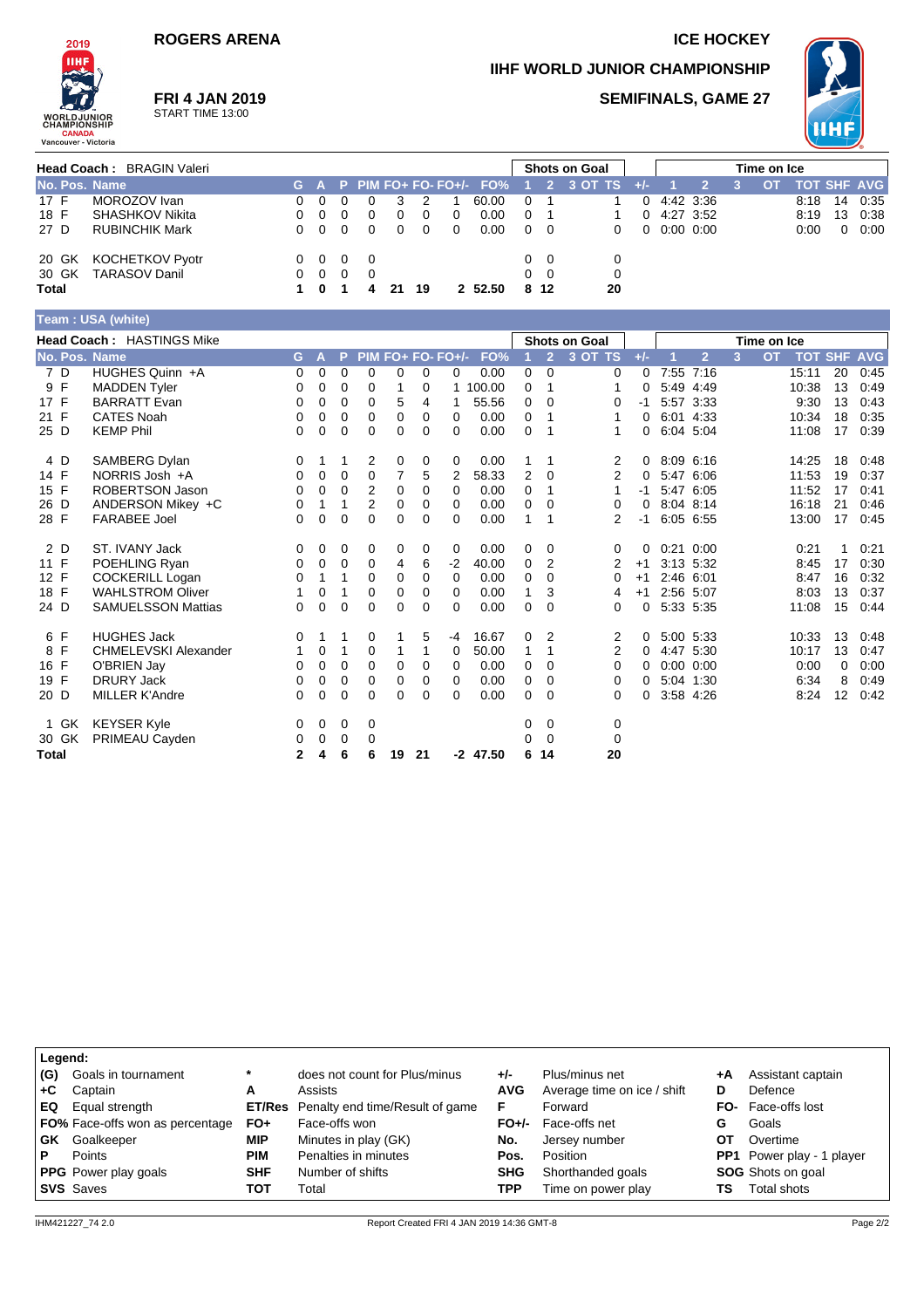# ROGERS ARENA

# ICE HOCKEY

## IIHF WORLD JUNIOR CHAMPIONSHIP

## SEMIFINALS, GAME 27

**FRI 4 JAN 2019**
START TIME 13:00

**Head Coach :** BRAGIN Valeri

| No. | Pos. | Name | G | A | P | PIM | FO+ | FO- | FO+/- | FO% | Shots on Goal 1 | 2 | 3 | OT | TS | +/- | Time on Ice 1 | 2 | 3 | OT | TOT | SHF | AVG |
|---|---|---|---|---|---|---|---|---|---|---|---|---|---|---|---|---|---|---|---|---|---|---|---|
| 17 | F | MOROZOV Ivan | 0 | 0 | 0 | 0 | 3 | 2 | 1 | 60.00 | 0 | 1 | | | 1 | 0 | 4:42 | 3:36 | | | 8:18 | 14 | 0:35 |
| 18 | F | SHASHKOV Nikita | 0 | 0 | 0 | 0 | 0 | 0 | 0 | 0.00 | 0 | 1 | | | 1 | 0 | 4:27 | 3:52 | | | 8:19 | 13 | 0:38 |
| 27 | D | RUBINCHIK Mark | 0 | 0 | 0 | 0 | 0 | 0 | 0 | 0.00 | 0 | 0 | | | 0 | 0 | 0:00 | 0:00 | | | 0:00 | 0 | 0:00 |
| 20 | GK | KOCHETKOV Pyotr | 0 | 0 | 0 | 0 | | | | | 0 | 0 | | | 0 | | | | | | | | |
| 30 | GK | TARASOV Danil | 0 | 0 | 0 | 0 | | | | | 0 | 0 | | | 0 | | | | | | | | |
| **Total** | | | **1** | **0** | **1** | **4** | **21** | **19** | **2** | **52.50** | **8** | **12** | | | **20** | | | | | | | | |

**Team : USA (white)**

**Head Coach :** HASTINGS Mike

| No. | Pos. | Name | G | A | P | PIM | FO+ | FO- | FO+/- | FO% | Shots on Goal 1 | 2 | 3 | OT | TS | +/- | Time on Ice 1 | 2 | 3 | OT | TOT | SHF | AVG |
|---|---|---|---|---|---|---|---|---|---|---|---|---|---|---|---|---|---|---|---|---|---|---|---|
| 7 | D | HUGHES Quinn +A | 0 | 0 | 0 | 0 | 0 | 0 | 0 | 0.00 | 0 | 0 | | | 0 | 0 | 7:55 | 7:16 | | | 15:11 | 20 | 0:45 |
| 9 | F | MADDEN Tyler | 0 | 0 | 0 | 0 | 1 | 0 | 1 | 100.00 | 0 | 1 | | | 1 | 0 | 5:49 | 4:49 | | | 10:38 | 13 | 0:49 |
| 17 | F | BARRATT Evan | 0 | 0 | 0 | 0 | 5 | 4 | 1 | 55.56 | 0 | 0 | | | 0 | -1 | 5:57 | 3:33 | | | 9:30 | 13 | 0:43 |
| 21 | F | CATES Noah | 0 | 0 | 0 | 0 | 0 | 0 | 0 | 0.00 | 0 | 1 | | | 1 | 0 | 6:01 | 4:33 | | | 10:34 | 18 | 0:35 |
| 25 | D | KEMP Phil | 0 | 0 | 0 | 0 | 0 | 0 | 0 | 0.00 | 0 | 1 | | | 1 | 0 | 6:04 | 5:04 | | | 11:08 | 17 | 0:39 |
| 4 | D | SAMBERG Dylan | 0 | 1 | 1 | 2 | 0 | 0 | 0 | 0.00 | 1 | 1 | | | 2 | 0 | 8:09 | 6:16 | | | 14:25 | 18 | 0:48 |
| 14 | F | NORRIS Josh +A | 0 | 0 | 0 | 0 | 7 | 5 | 2 | 58.33 | 2 | 0 | | | 2 | 0 | 5:47 | 6:06 | | | 11:53 | 19 | 0:37 |
| 15 | F | ROBERTSON Jason | 0 | 0 | 0 | 2 | 0 | 0 | 0 | 0.00 | 0 | 1 | | | 1 | -1 | 5:47 | 6:05 | | | 11:52 | 17 | 0:41 |
| 26 | D | ANDERSON Mikey +C | 0 | 1 | 1 | 2 | 0 | 0 | 0 | 0.00 | 0 | 0 | | | 0 | 0 | 8:04 | 8:14 | | | 16:18 | 21 | 0:46 |
| 28 | F | FARABEE Joel | 0 | 0 | 0 | 0 | 0 | 0 | 0 | 0.00 | 1 | 1 | | | 2 | -1 | 6:05 | 6:55 | | | 13:00 | 17 | 0:45 |
| 2 | D | ST. IVANY Jack | 0 | 0 | 0 | 0 | 0 | 0 | 0 | 0.00 | 0 | 0 | | | 0 | 0 | 0:21 | 0:00 | | | 0:21 | 1 | 0:21 |
| 11 | F | POEHLING Ryan | 0 | 0 | 0 | 0 | 4 | 6 | -2 | 40.00 | 0 | 2 | | | 2 | +1 | 3:13 | 5:32 | | | 8:45 | 17 | 0:30 |
| 12 | F | COCKERILL Logan | 0 | 1 | 1 | 0 | 0 | 0 | 0 | 0.00 | 0 | 0 | | | 0 | +1 | 2:46 | 6:01 | | | 8:47 | 16 | 0:32 |
| 18 | F | WAHLSTROM Oliver | 1 | 0 | 1 | 0 | 0 | 0 | 0 | 0.00 | 1 | 3 | | | 4 | +1 | 2:56 | 5:07 | | | 8:03 | 13 | 0:37 |
| 24 | D | SAMUELSSON Mattias | 0 | 0 | 0 | 0 | 0 | 0 | 0 | 0.00 | 0 | 0 | | | 0 | 0 | 5:33 | 5:35 | | | 11:08 | 15 | 0:44 |
| 6 | F | HUGHES Jack | 0 | 1 | 1 | 0 | 1 | 5 | -4 | 16.67 | 0 | 2 | | | 2 | 0 | 5:00 | 5:33 | | | 10:33 | 13 | 0:48 |
| 8 | F | CHMELEVSKI Alexander | 1 | 0 | 1 | 0 | 1 | 1 | 0 | 50.00 | 1 | 1 | | | 2 | 0 | 4:47 | 5:30 | | | 10:17 | 13 | 0:47 |
| 16 | F | O'BRIEN Jay | 0 | 0 | 0 | 0 | 0 | 0 | 0 | 0.00 | 0 | 0 | | | 0 | 0 | 0:00 | 0:00 | | | 0:00 | 0 | 0:00 |
| 19 | F | DRURY Jack | 0 | 0 | 0 | 0 | 0 | 0 | 0 | 0.00 | 0 | 0 | | | 0 | 0 | 5:04 | 1:30 | | | 6:34 | 8 | 0:49 |
| 20 | D | MILLER K'Andre | 0 | 0 | 0 | 0 | 0 | 0 | 0 | 0.00 | 0 | 0 | | | 0 | 0 | 3:58 | 4:26 | | | 8:24 | 12 | 0:42 |
| 1 | GK | KEYSER Kyle | 0 | 0 | 0 | 0 | | | | | 0 | 0 | | | 0 | | | | | | | | |
| 30 | GK | PRIMEAU Cayden | 0 | 0 | 0 | 0 | | | | | 0 | 0 | | | 0 | | | | | | | | |
| **Total** | | | **2** | **4** | **6** | **6** | **19** | **21** | **-2** | **47.50** | **6** | **14** | | | **20** | | | | | | | | |

**Legend:**

| | | | | | | | |
|---|---|---|---|---|---|---|---|
| (G) | Goals in tournament | * | does not count for Plus/minus | +/- | Plus/minus net | +A | Assistant captain |
| +C | Captain | A | Assists | AVG | Average time on ice / shift | D | Defence |
| EQ | Equal strength | ET/Res | Penalty end time/Result of game | F | Forward | FO- | Face-offs lost |
| FO% | Face-offs won as percentage | FO+ | Face-offs won | FO+/- | Face-offs net | G | Goals |
| GK | Goalkeeper | MIP | Minutes in play (GK) | No. | Jersey number | OT | Overtime |
| P | Points | PIM | Penalties in minutes | Pos. | Position | PP1 | Power play - 1 player |
| PPG | Power play goals | SHF | Number of shifts | SHG | Shorthanded goals | SOG | Shots on goal |
| SVS | Saves | TOT | Total | TPP | Time on power play | TS | Total shots |

IHM421227_74 2.0 Report Created FRI 4 JAN 2019 14:36 GMT-8